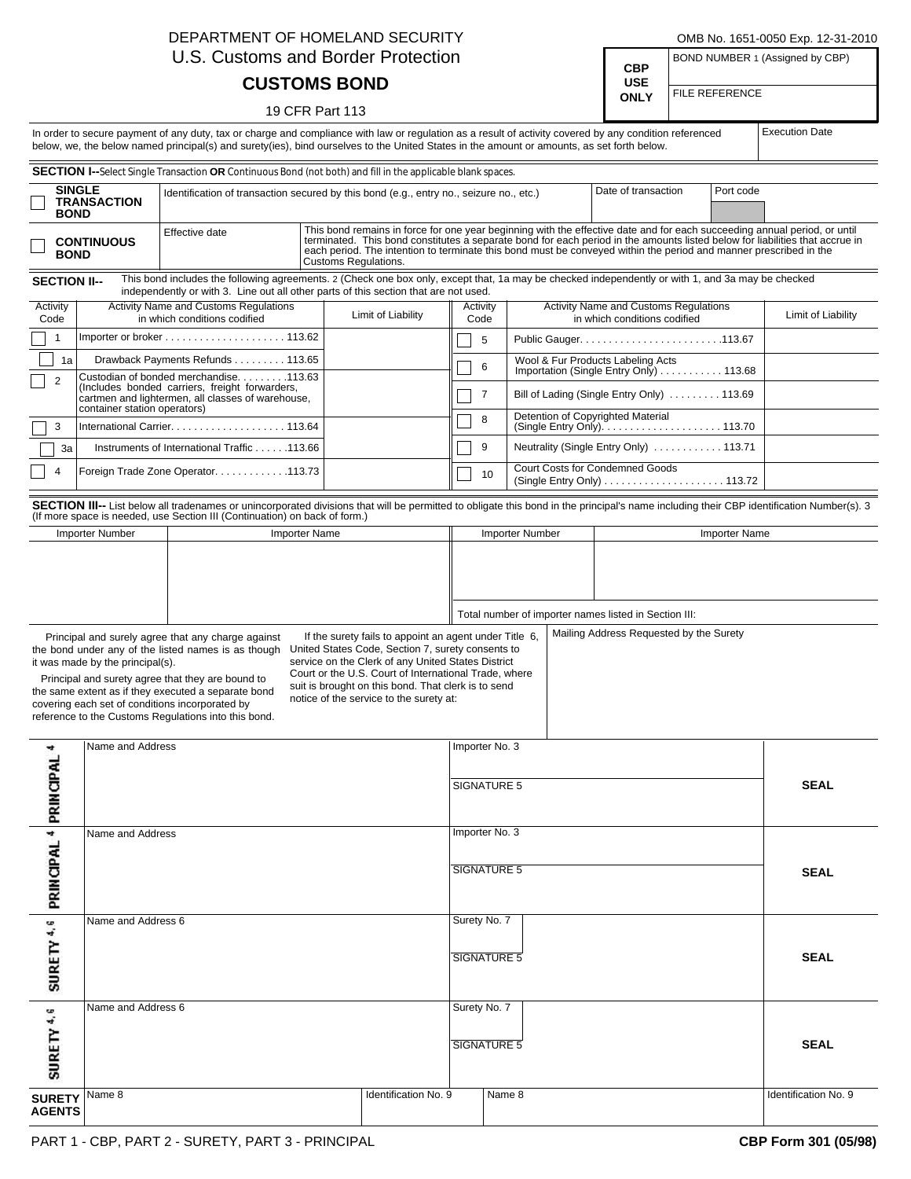DEPARTMENT OF HOMELAND SECURITY
U.S. Customs and Border Protection

# CUSTOMS BOND

19 CFR Part 113

OMB No. 1651-0050 Exp. 12-31-2010

| CBP USE ONLY | BOND NUMBER 1 (Assigned by CBP) |
|---|---|
| | FILE REFERENCE |

In order to secure payment of any duty, tax or charge and compliance with law or regulation as a result of activity covered by any condition referenced below, we, the below named principal(s) and surety(ies), bind ourselves to the United States in the amount or amounts, as set forth below.

Execution Date

**SECTION I--**Select Single Transaction **OR** Continuous Bond (not both) and fill in the applicable blank spaces.

| | | | |
|---|---|---|---|
| ☐ **SINGLE TRANSACTION BOND** | Identification of transaction secured by this bond (e.g., entry no., seizure no., etc.) | Date of transaction | Port code |
| ☐ **CONTINUOUS BOND** | Effective date | This bond remains in force for one year beginning with the effective date and for each succeeding annual period, or until terminated. This bond constitutes a separate bond for each period in the amounts listed below for liabilities that accrue in each period. The intention to terminate this bond must be conveyed within the period and manner prescribed in the Customs Regulations. | |

**SECTION II--** This bond includes the following agreements. 2 (Check one box only, except that, 1a may be checked independently or with 1, and 3a may be checked independently or with 3. Line out all other parts of this section that are not used.

| Activity Code | Activity Name and Customs Regulations in which conditions codified | Limit of Liability | Activity Code | Activity Name and Customs Regulations in which conditions codified | Limit of Liability |
|---|---|---|---|---|---|
| ☐ 1 | Importer or broker . . . . . . . . . . . . . . . . . . . . . 113.62 | | ☐ 5 | Public Gauger. . . . . . . . . . . . . . . . . . . . . . . . .113.67 | |
| ☐ 1a | Drawback Payments Refunds . . . . . . . . . 113.65 | | ☐ 6 | Wool & Fur Products Labeling Acts Importation (Single Entry Only) . . . . . . . . . . . 113.68 | |
| ☐ 2 | Custodian of bonded merchandise. . . . . . . . .113.63 (Includes bonded carriers, freight forwarders, cartmen and lightermen, all classes of warehouse, container station operators) | | ☐ 7 | Bill of Lading (Single Entry Only) . . . . . . . . . 113.69 | |
| | | | ☐ 8 | Detention of Copyrighted Material (Single Entry Only). . . . . . . . . . . . . . . . . . . . . 113.70 | |
| ☐ 3 | International Carrier. . . . . . . . . . . . . . . . . . . 113.64 | | ☐ 9 | Neutrality (Single Entry Only) . . . . . . . . . . . . 113.71 | |
| ☐ 3a | Instruments of International Traffic . . . . . .113.66 | | ☐ 10 | Court Costs for Condemned Goods (Single Entry Only) . . . . . . . . . . . . . . . . . . . . . 113.72 | |
| ☐ 4 | Foreign Trade Zone Operator. . . . . . . . . . . . .113.73 | | | | |

**SECTION III--** List below all tradenames or unincorporated divisions that will be permitted to obligate this bond in the principal's name including their CBP identification Number(s). 3 (If more space is needed, use Section III (Continuation) on back of form.)

| Importer Number | Importer Name | Importer Number | Importer Name |
|---|---|---|---|
| | | | |
| | | Total number of importer names listed in Section III: | |

Principal and surely agree that any charge against the bond under any of the listed names is as though it was made by the principal(s).

Principal and surety agree that they are bound to the same extent as if they executed a separate bond covering each set of conditions incorporated by reference to the Customs Regulations into this bond.

If the surety fails to appoint an agent under Title 6, United States Code, Section 7, surety consents to service on the Clerk of any United States District Court or the U.S. Court of International Trade, where suit is brought on this bond. That clerk is to send notice of the service to the surety at:

Mailing Address Requested by the Surety

| | | | |
|---|---|---|---|
| PRINCIPAL 4 | Name and Address | Importer No. 3<br>SIGNATURE 5 | **SEAL** |
| PRINCIPAL 4 | Name and Address | Importer No. 3<br>SIGNATURE 5 | **SEAL** |
| SURETY 4, 6 | Name and Address 6 | Surety No. 7<br>SIGNATURE 5 | **SEAL** |
| SURETY 4, 6 | Name and Address 6 | Surety No. 7<br>SIGNATURE 5 | **SEAL** |

| **SURETY AGENTS** | Name 8 | Identification No. 9 | Name 8 | Identification No. 9 |
|---|---|---|---|---|

PART 1 - CBP, PART 2 - SURETY, PART 3 - PRINCIPAL

**CBP Form 301 (05/98)**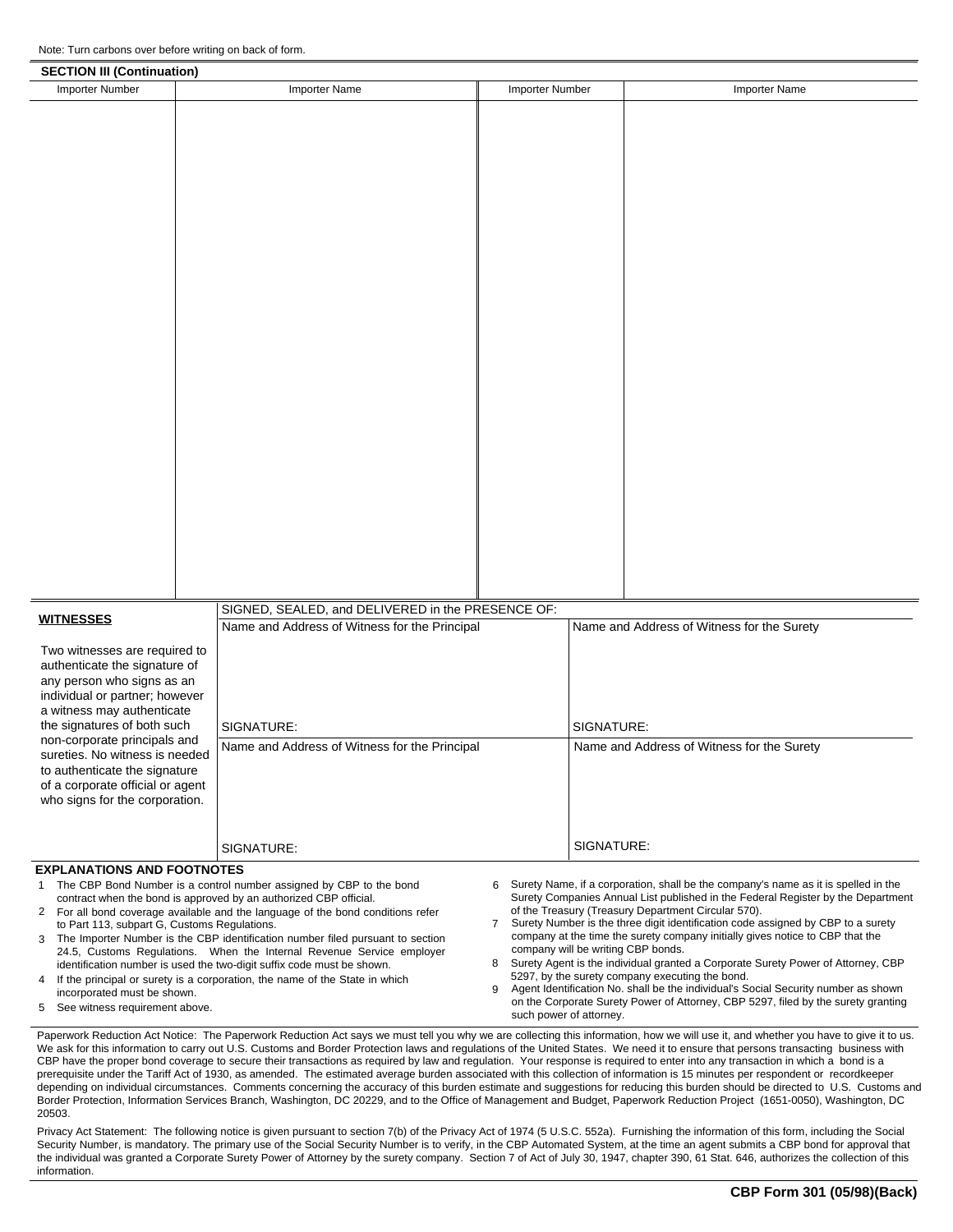Note: Turn carbons over before writing on back of form.

**SECTION III (Continuation)**

| Importer Number | Importer Name | Importer Number | Importer Name |
|---|---|---|---|
| | | | |

**WITNESSES**

Two witnesses are required to authenticate the signature of any person who signs as an individual or partner; however a witness may authenticate the signatures of both such non-corporate principals and sureties. No witness is needed to authenticate the signature of a corporate official or agent who signs for the corporation.

SIGNED, SEALED, and DELIVERED in the PRESENCE OF:

| Name and Address of Witness for the Principal | Name and Address of Witness for the Surety |
|---|---|
| SIGNATURE: | SIGNATURE: |
| Name and Address of Witness for the Principal | Name and Address of Witness for the Surety |
| SIGNATURE: | SIGNATURE: |

**EXPLANATIONS AND FOOTNOTES**

1. The CBP Bond Number is a control number assigned by CBP to the bond contract when the bond is approved by an authorized CBP official.
2. For all bond coverage available and the language of the bond conditions refer to Part 113, subpart G, Customs Regulations.
3. The Importer Number is the CBP identification number filed pursuant to section 24.5, Customs Regulations. When the Internal Revenue Service employer identification number is used the two-digit suffix code must be shown.
4. If the principal or surety is a corporation, the name of the State in which incorporated must be shown.
5. See witness requirement above.
6. Surety Name, if a corporation, shall be the company's name as it is spelled in the Surety Companies Annual List published in the Federal Register by the Department of the Treasury (Treasury Department Circular 570).
7. Surety Number is the three digit identification code assigned by CBP to a surety company at the time the surety company initially gives notice to CBP that the company will be writing CBP bonds.
8. Surety Agent is the individual granted a Corporate Surety Power of Attorney, CBP 5297, by the surety company executing the bond.
9. Agent Identification No. shall be the individual's Social Security number as shown on the Corporate Surety Power of Attorney, CBP 5297, filed by the surety granting such power of attorney.

Paperwork Reduction Act Notice: The Paperwork Reduction Act says we must tell you why we are collecting this information, how we will use it, and whether you have to give it to us. We ask for this information to carry out U.S. Customs and Border Protection laws and regulations of the United States. We need it to ensure that persons transacting business with CBP have the proper bond coverage to secure their transactions as required by law and regulation. Your response is required to enter into any transaction in which a bond is a prerequisite under the Tariff Act of 1930, as amended. The estimated average burden associated with this collection of information is 15 minutes per respondent or recordkeeper depending on individual circumstances. Comments concerning the accuracy of this burden estimate and suggestions for reducing this burden should be directed to U.S. Customs and Border Protection, Information Services Branch, Washington, DC 20229, and to the Office of Management and Budget, Paperwork Reduction Project (1651-0050), Washington, DC 20503.

Privacy Act Statement: The following notice is given pursuant to section 7(b) of the Privacy Act of 1974 (5 U.S.C. 552a). Furnishing the information of this form, including the Social Security Number, is mandatory. The primary use of the Social Security Number is to verify, in the CBP Automated System, at the time an agent submits a CBP bond for approval that the individual was granted a Corporate Surety Power of Attorney by the surety company. Section 7 of Act of July 30, 1947, chapter 390, 61 Stat. 646, authorizes the collection of this information.

**CBP Form 301 (05/98)(Back)**